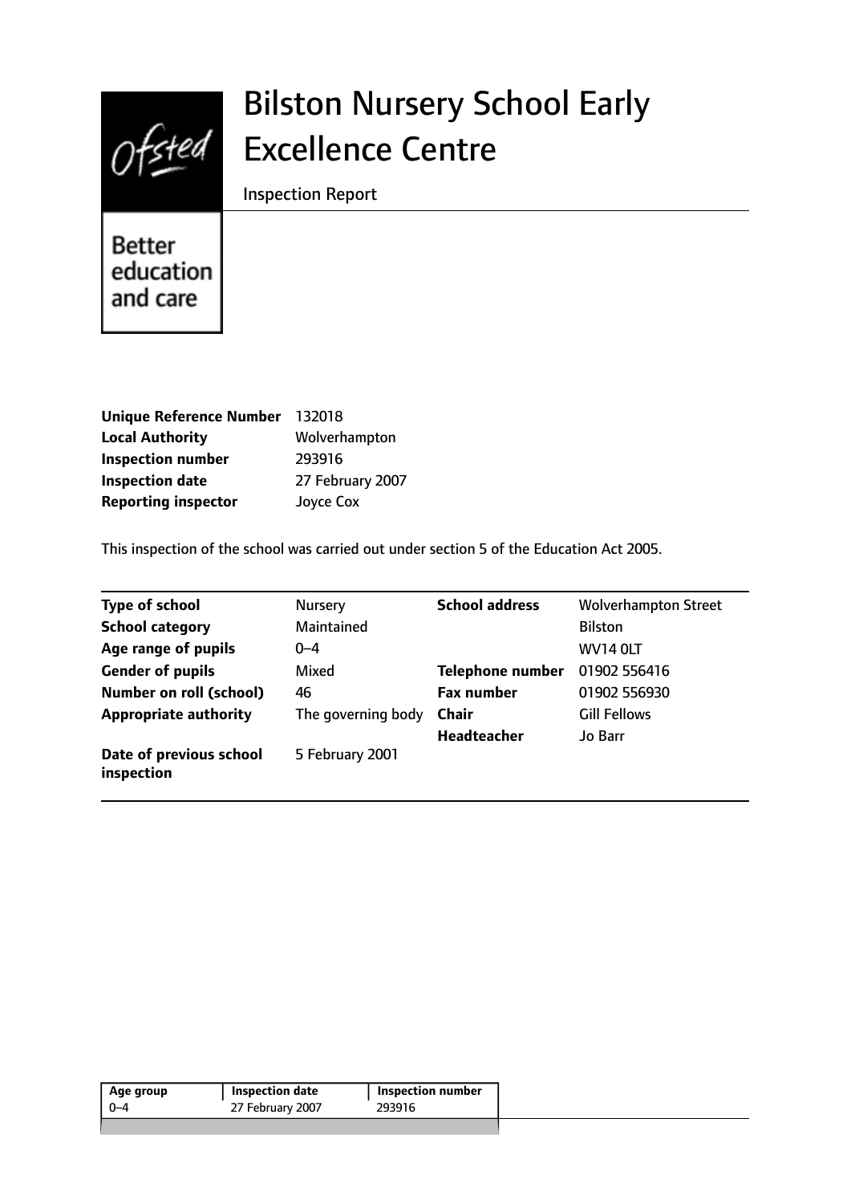# Bilston Nursery School Early Excellence Centre

Inspection Report

| | |
|---|---|
| **Unique Reference Number** | 132018 |
| **Local Authority** | Wolverhampton |
| **Inspection number** | 293916 |
| **Inspection date** | 27 February 2007 |
| **Reporting inspector** | Joyce Cox |

This inspection of the school was carried out under section 5 of the Education Act 2005.

| | | | |
|---|---|---|---|
| **Type of school** | Nursery | **School address** | Wolverhampton Street |
| **School category** | Maintained | | Bilston |
| **Age range of pupils** | 0–4 | | WV14 0LT |
| **Gender of pupils** | Mixed | **Telephone number** | 01902 556416 |
| **Number on roll (school)** | 46 | **Fax number** | 01902 556930 |
| **Appropriate authority** | The governing body | **Chair** | Gill Fellows |
| | | **Headteacher** | Jo Barr |
| **Date of previous school inspection** | 5 February 2001 | | |

| Age group | Inspection date | Inspection number |
|---|---|---|
| 0–4 | 27 February 2007 | 293916 |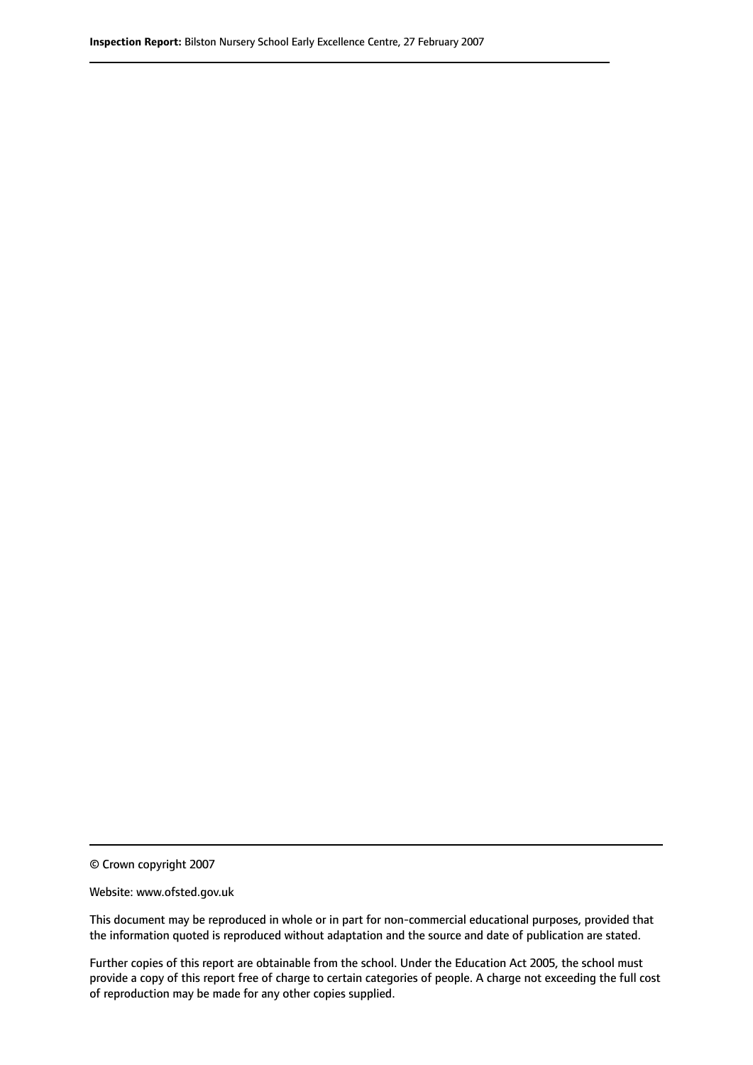© Crown copyright 2007

Website: www.ofsted.gov.uk

This document may be reproduced in whole or in part for non-commercial educational purposes, provided that the information quoted is reproduced without adaptation and the source and date of publication are stated.

Further copies of this report are obtainable from the school. Under the Education Act 2005, the school must provide a copy of this report free of charge to certain categories of people. A charge not exceeding the full cost of reproduction may be made for any other copies supplied.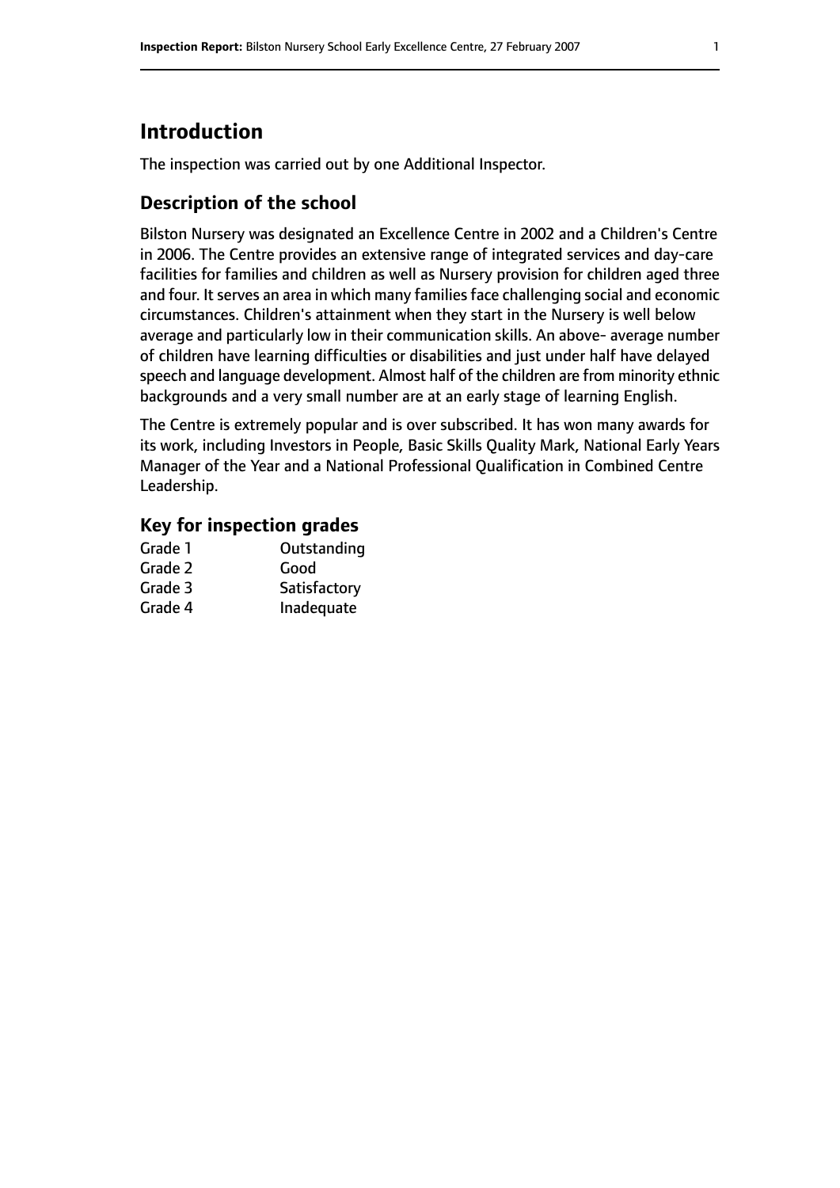# Introduction

The inspection was carried out by one Additional Inspector.

## Description of the school

Bilston Nursery was designated an Excellence Centre in 2002 and a Children's Centre in 2006. The Centre provides an extensive range of integrated services and day-care facilities for families and children as well as Nursery provision for children aged three and four. It serves an area in which many families face challenging social and economic circumstances. Children's attainment when they start in the Nursery is well below average and particularly low in their communication skills. An above- average number of children have learning difficulties or disabilities and just under half have delayed speech and language development. Almost half of the children are from minority ethnic backgrounds and a very small number are at an early stage of learning English.

The Centre is extremely popular and is over subscribed. It has won many awards for its work, including Investors in People, Basic Skills Quality Mark, National Early Years Manager of the Year and a National Professional Qualification in Combined Centre Leadership.

### Key for inspection grades

| | |
|---|---|
| Grade 1 | Outstanding |
| Grade 2 | Good |
| Grade 3 | Satisfactory |
| Grade 4 | Inadequate |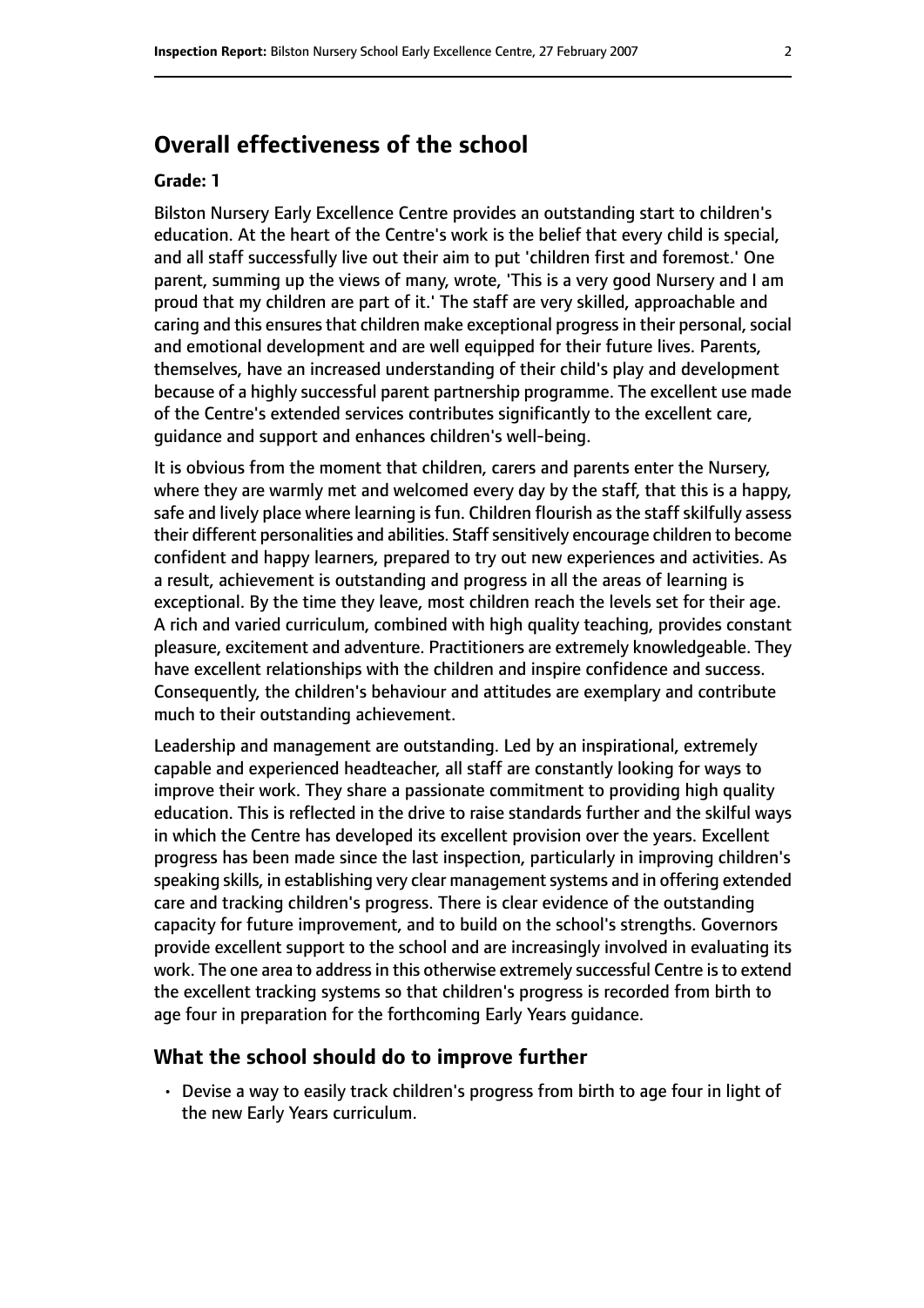## Overall effectiveness of the school

**Grade: 1**

Bilston Nursery Early Excellence Centre provides an outstanding start to children's education. At the heart of the Centre's work is the belief that every child is special, and all staff successfully live out their aim to put 'children first and foremost.' One parent, summing up the views of many, wrote, 'This is a very good Nursery and I am proud that my children are part of it.' The staff are very skilled, approachable and caring and this ensures that children make exceptional progress in their personal, social and emotional development and are well equipped for their future lives. Parents, themselves, have an increased understanding of their child's play and development because of a highly successful parent partnership programme. The excellent use made of the Centre's extended services contributes significantly to the excellent care, guidance and support and enhances children's well-being.

It is obvious from the moment that children, carers and parents enter the Nursery, where they are warmly met and welcomed every day by the staff, that this is a happy, safe and lively place where learning is fun. Children flourish as the staff skilfully assess their different personalities and abilities. Staff sensitively encourage children to become confident and happy learners, prepared to try out new experiences and activities. As a result, achievement is outstanding and progress in all the areas of learning is exceptional. By the time they leave, most children reach the levels set for their age. A rich and varied curriculum, combined with high quality teaching, provides constant pleasure, excitement and adventure. Practitioners are extremely knowledgeable. They have excellent relationships with the children and inspire confidence and success. Consequently, the children's behaviour and attitudes are exemplary and contribute much to their outstanding achievement.

Leadership and management are outstanding. Led by an inspirational, extremely capable and experienced headteacher, all staff are constantly looking for ways to improve their work. They share a passionate commitment to providing high quality education. This is reflected in the drive to raise standards further and the skilful ways in which the Centre has developed its excellent provision over the years. Excellent progress has been made since the last inspection, particularly in improving children's speaking skills, in establishing very clear management systems and in offering extended care and tracking children's progress. There is clear evidence of the outstanding capacity for future improvement, and to build on the school's strengths. Governors provide excellent support to the school and are increasingly involved in evaluating its work. The one area to address in this otherwise extremely successful Centre is to extend the excellent tracking systems so that children's progress is recorded from birth to age four in preparation for the forthcoming Early Years guidance.

### What the school should do to improve further

- Devise a way to easily track children's progress from birth to age four in light of the new Early Years curriculum.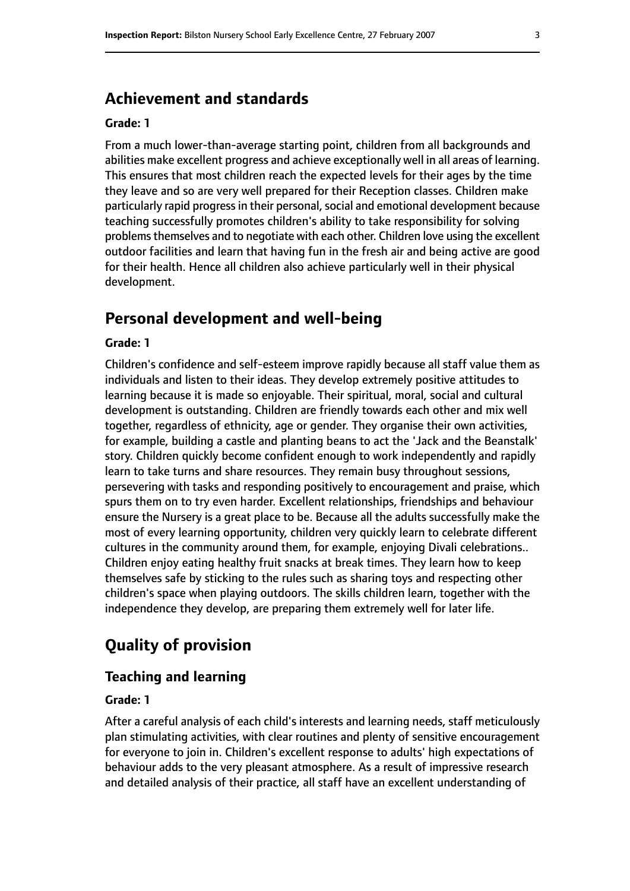## Achievement and standards

**Grade: 1**

From a much lower-than-average starting point, children from all backgrounds and abilities make excellent progress and achieve exceptionally well in all areas of learning. This ensures that most children reach the expected levels for their ages by the time they leave and so are very well prepared for their Reception classes. Children make particularly rapid progress in their personal, social and emotional development because teaching successfully promotes children's ability to take responsibility for solving problems themselves and to negotiate with each other. Children love using the excellent outdoor facilities and learn that having fun in the fresh air and being active are good for their health. Hence all children also achieve particularly well in their physical development.

## Personal development and well-being

**Grade: 1**

Children's confidence and self-esteem improve rapidly because all staff value them as individuals and listen to their ideas. They develop extremely positive attitudes to learning because it is made so enjoyable. Their spiritual, moral, social and cultural development is outstanding. Children are friendly towards each other and mix well together, regardless of ethnicity, age or gender. They organise their own activities, for example, building a castle and planting beans to act the 'Jack and the Beanstalk' story. Children quickly become confident enough to work independently and rapidly learn to take turns and share resources. They remain busy throughout sessions, persevering with tasks and responding positively to encouragement and praise, which spurs them on to try even harder. Excellent relationships, friendships and behaviour ensure the Nursery is a great place to be. Because all the adults successfully make the most of every learning opportunity, children very quickly learn to celebrate different cultures in the community around them, for example, enjoying Divali celebrations.. Children enjoy eating healthy fruit snacks at break times. They learn how to keep themselves safe by sticking to the rules such as sharing toys and respecting other children's space when playing outdoors. The skills children learn, together with the independence they develop, are preparing them extremely well for later life.

## Quality of provision

### Teaching and learning

**Grade: 1**

After a careful analysis of each child's interests and learning needs, staff meticulously plan stimulating activities, with clear routines and plenty of sensitive encouragement for everyone to join in. Children's excellent response to adults' high expectations of behaviour adds to the very pleasant atmosphere. As a result of impressive research and detailed analysis of their practice, all staff have an excellent understanding of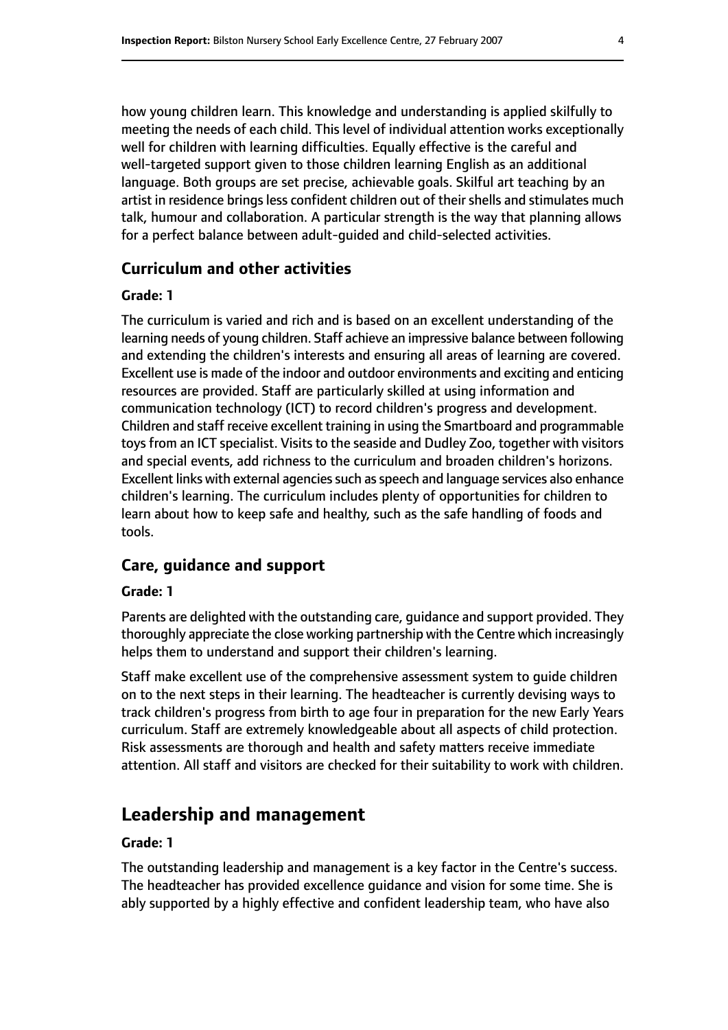how young children learn. This knowledge and understanding is applied skilfully to meeting the needs of each child. This level of individual attention works exceptionally well for children with learning difficulties. Equally effective is the careful and well-targeted support given to those children learning English as an additional language. Both groups are set precise, achievable goals. Skilful art teaching by an artist in residence brings less confident children out of their shells and stimulates much talk, humour and collaboration. A particular strength is the way that planning allows for a perfect balance between adult-guided and child-selected activities.

### Curriculum and other activities

#### Grade: 1

The curriculum is varied and rich and is based on an excellent understanding of the learning needs of young children. Staff achieve an impressive balance between following and extending the children's interests and ensuring all areas of learning are covered. Excellent use is made of the indoor and outdoor environments and exciting and enticing resources are provided. Staff are particularly skilled at using information and communication technology (ICT) to record children's progress and development. Children and staff receive excellent training in using the Smartboard and programmable toys from an ICT specialist. Visits to the seaside and Dudley Zoo, together with visitors and special events, add richness to the curriculum and broaden children's horizons. Excellent links with external agencies such as speech and language services also enhance children's learning. The curriculum includes plenty of opportunities for children to learn about how to keep safe and healthy, such as the safe handling of foods and tools.

### Care, guidance and support

#### Grade: 1

Parents are delighted with the outstanding care, guidance and support provided. They thoroughly appreciate the close working partnership with the Centre which increasingly helps them to understand and support their children's learning.

Staff make excellent use of the comprehensive assessment system to guide children on to the next steps in their learning. The headteacher is currently devising ways to track children's progress from birth to age four in preparation for the new Early Years curriculum. Staff are extremely knowledgeable about all aspects of child protection. Risk assessments are thorough and health and safety matters receive immediate attention. All staff and visitors are checked for their suitability to work with children.

## Leadership and management

#### Grade: 1

The outstanding leadership and management is a key factor in the Centre's success. The headteacher has provided excellence guidance and vision for some time. She is ably supported by a highly effective and confident leadership team, who have also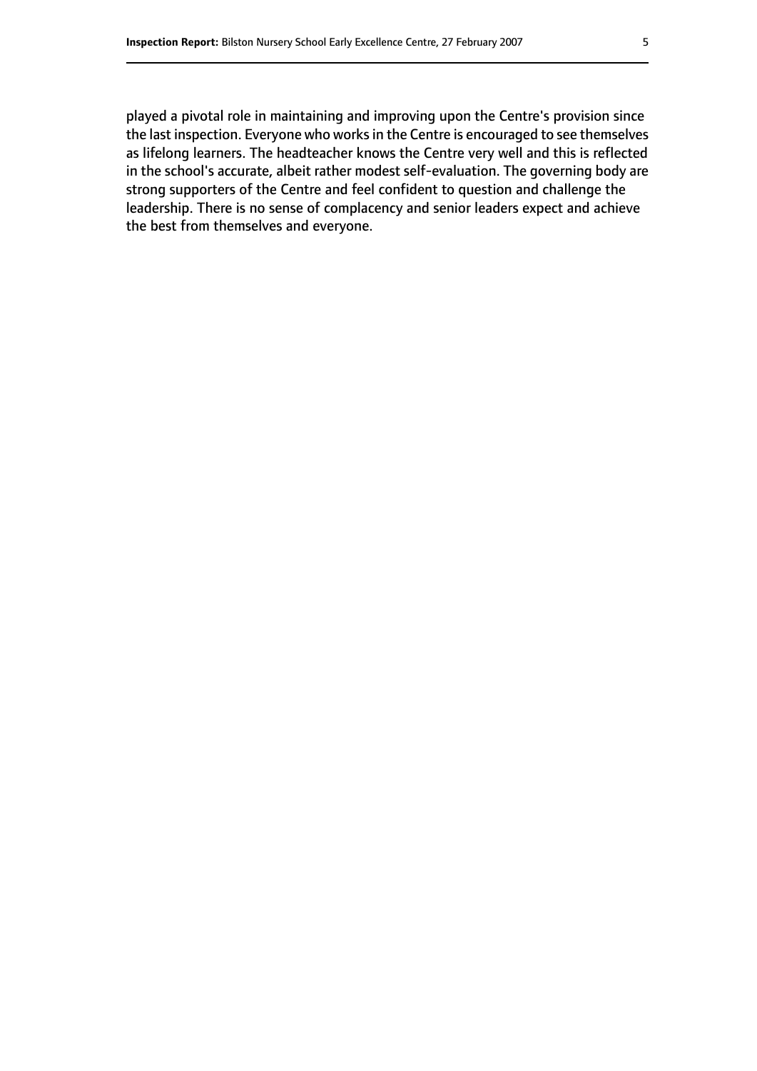played a pivotal role in maintaining and improving upon the Centre's provision since the last inspection. Everyone who works in the Centre is encouraged to see themselves as lifelong learners. The headteacher knows the Centre very well and this is reflected in the school's accurate, albeit rather modest self-evaluation. The governing body are strong supporters of the Centre and feel confident to question and challenge the leadership. There is no sense of complacency and senior leaders expect and achieve the best from themselves and everyone.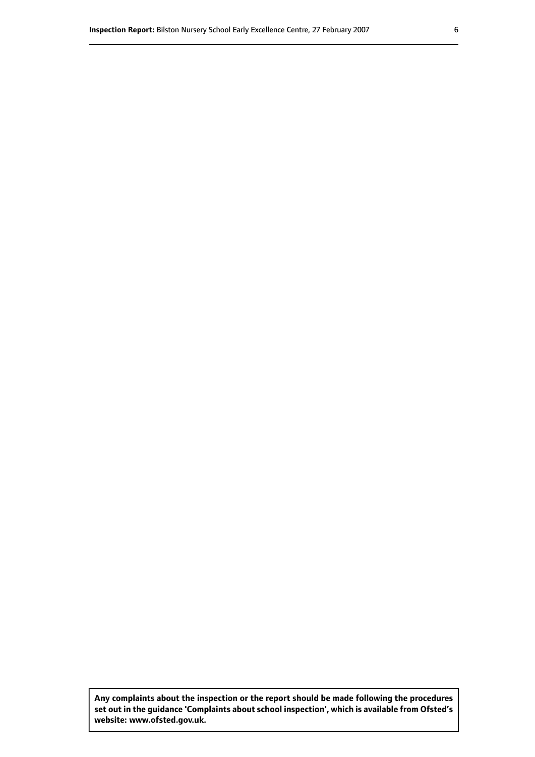**Any complaints about the inspection or the report should be made following the procedures set out in the guidance 'Complaints about school inspection', which is available from Ofsted's website: www.ofsted.gov.uk.**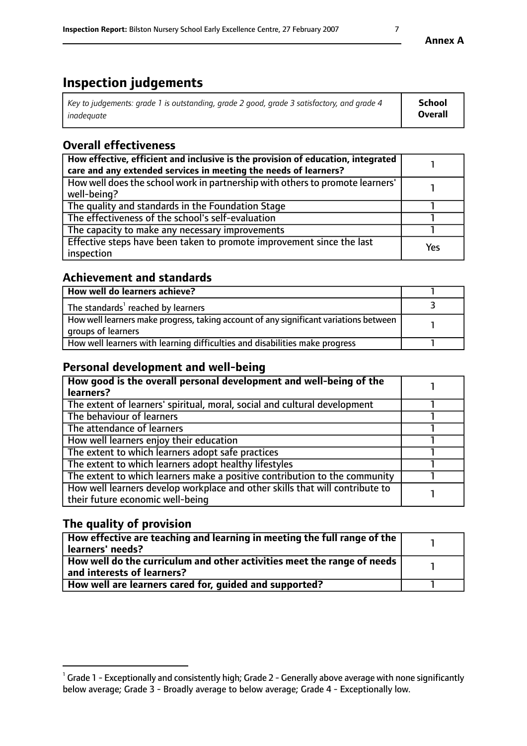**Annex A**

# Inspection judgements

| *Key to judgements: grade 1 is outstanding, grade 2 good, grade 3 satisfactory, and grade 4 inadequate* | **School Overall** |
|---|---|

## Overall effectiveness

| | |
|---|---|
| **How effective, efficient and inclusive is the provision of education, integrated care and any extended services in meeting the needs of learners?** | 1 |
| How well does the school work in partnership with others to promote learners' well-being? | 1 |
| The quality and standards in the Foundation Stage | 1 |
| The effectiveness of the school's self-evaluation | 1 |
| The capacity to make any necessary improvements | 1 |
| Effective steps have been taken to promote improvement since the last inspection | Yes |

## Achievement and standards

| | |
|---|---|
| **How well do learners achieve?** | 1 |
| The standards[1] reached by learners | 3 |
| How well learners make progress, taking account of any significant variations between groups of learners | 1 |
| How well learners with learning difficulties and disabilities make progress | 1 |

## Personal development and well-being

| | |
|---|---|
| **How good is the overall personal development and well-being of the learners?** | 1 |
| The extent of learners' spiritual, moral, social and cultural development | 1 |
| The behaviour of learners | 1 |
| The attendance of learners | 1 |
| How well learners enjoy their education | 1 |
| The extent to which learners adopt safe practices | 1 |
| The extent to which learners adopt healthy lifestyles | 1 |
| The extent to which learners make a positive contribution to the community | 1 |
| How well learners develop workplace and other skills that will contribute to their future economic well-being | 1 |

## The quality of provision

| | |
|---|---|
| **How effective are teaching and learning in meeting the full range of the learners' needs?** | 1 |
| **How well do the curriculum and other activities meet the range of needs and interests of learners?** | 1 |
| **How well are learners cared for, guided and supported?** | 1 |

[1] Grade 1 - Exceptionally and consistently high; Grade 2 - Generally above average with none significantly below average; Grade 3 - Broadly average to below average; Grade 4 - Exceptionally low.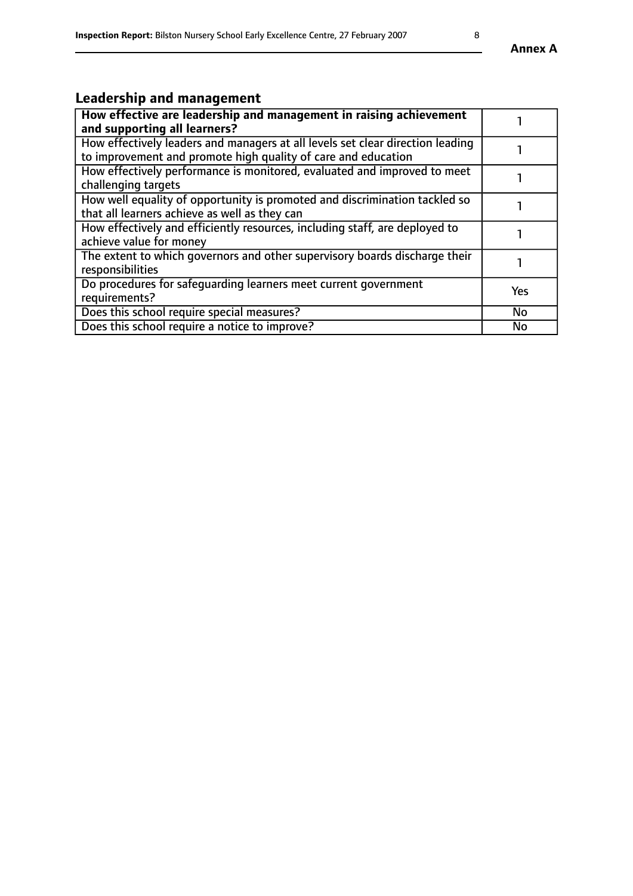## Leadership and management

| **How effective are leadership and management in raising achievement and supporting all learners?** | 1 |
|---|---|
| How effectively leaders and managers at all levels set clear direction leading to improvement and promote high quality of care and education | 1 |
| How effectively performance is monitored, evaluated and improved to meet challenging targets | 1 |
| How well equality of opportunity is promoted and discrimination tackled so that all learners achieve as well as they can | 1 |
| How effectively and efficiently resources, including staff, are deployed to achieve value for money | 1 |
| The extent to which governors and other supervisory boards discharge their responsibilities | 1 |
| Do procedures for safeguarding learners meet current government requirements? | Yes |
| Does this school require special measures? | No |
| Does this school require a notice to improve? | No |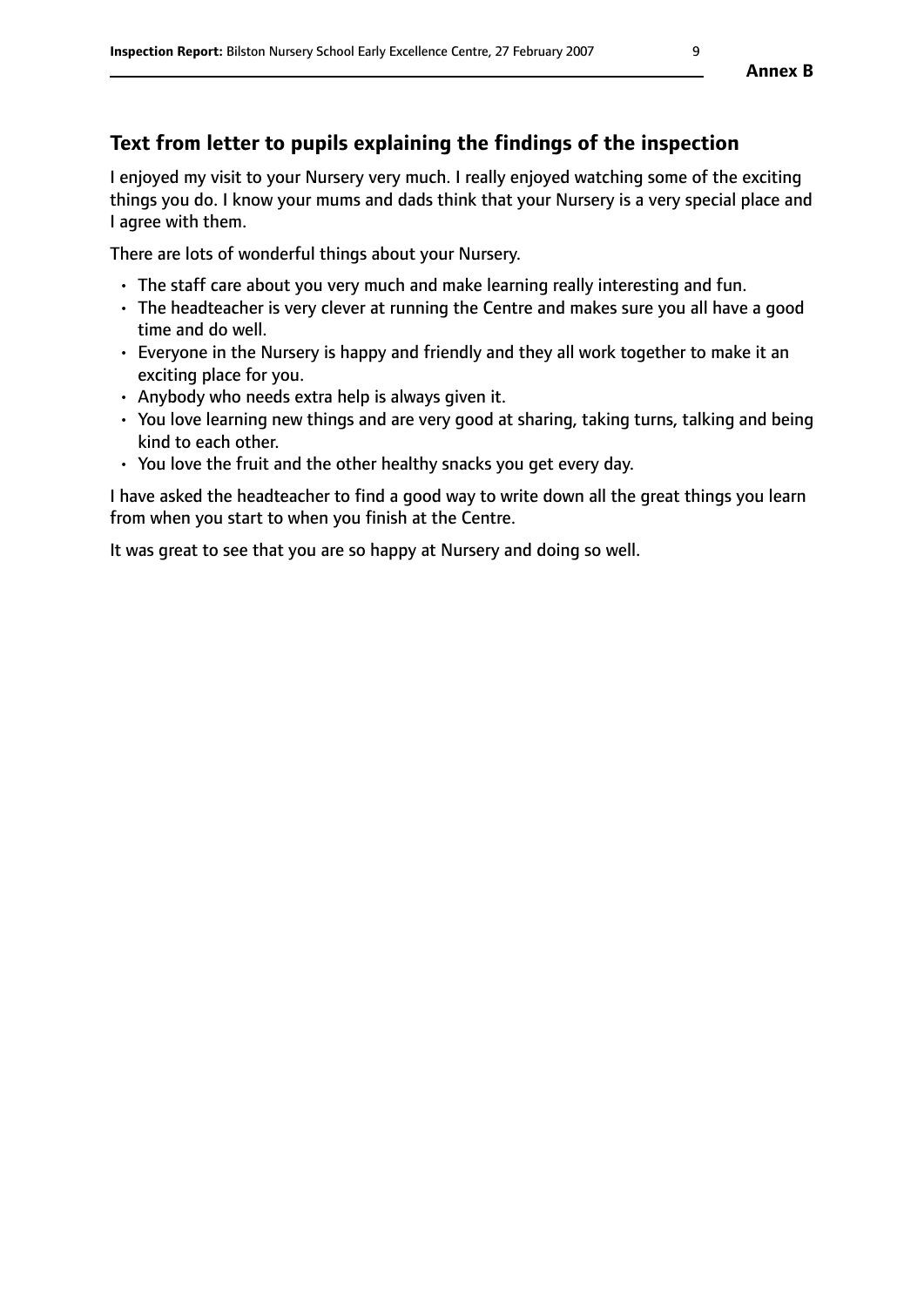## Text from letter to pupils explaining the findings of the inspection

I enjoyed my visit to your Nursery very much. I really enjoyed watching some of the exciting things you do. I know your mums and dads think that your Nursery is a very special place and I agree with them.

There are lots of wonderful things about your Nursery.

- The staff care about you very much and make learning really interesting and fun.
- The headteacher is very clever at running the Centre and makes sure you all have a good time and do well.
- Everyone in the Nursery is happy and friendly and they all work together to make it an exciting place for you.
- Anybody who needs extra help is always given it.
- You love learning new things and are very good at sharing, taking turns, talking and being kind to each other.
- You love the fruit and the other healthy snacks you get every day.

I have asked the headteacher to find a good way to write down all the great things you learn from when you start to when you finish at the Centre.

It was great to see that you are so happy at Nursery and doing so well.